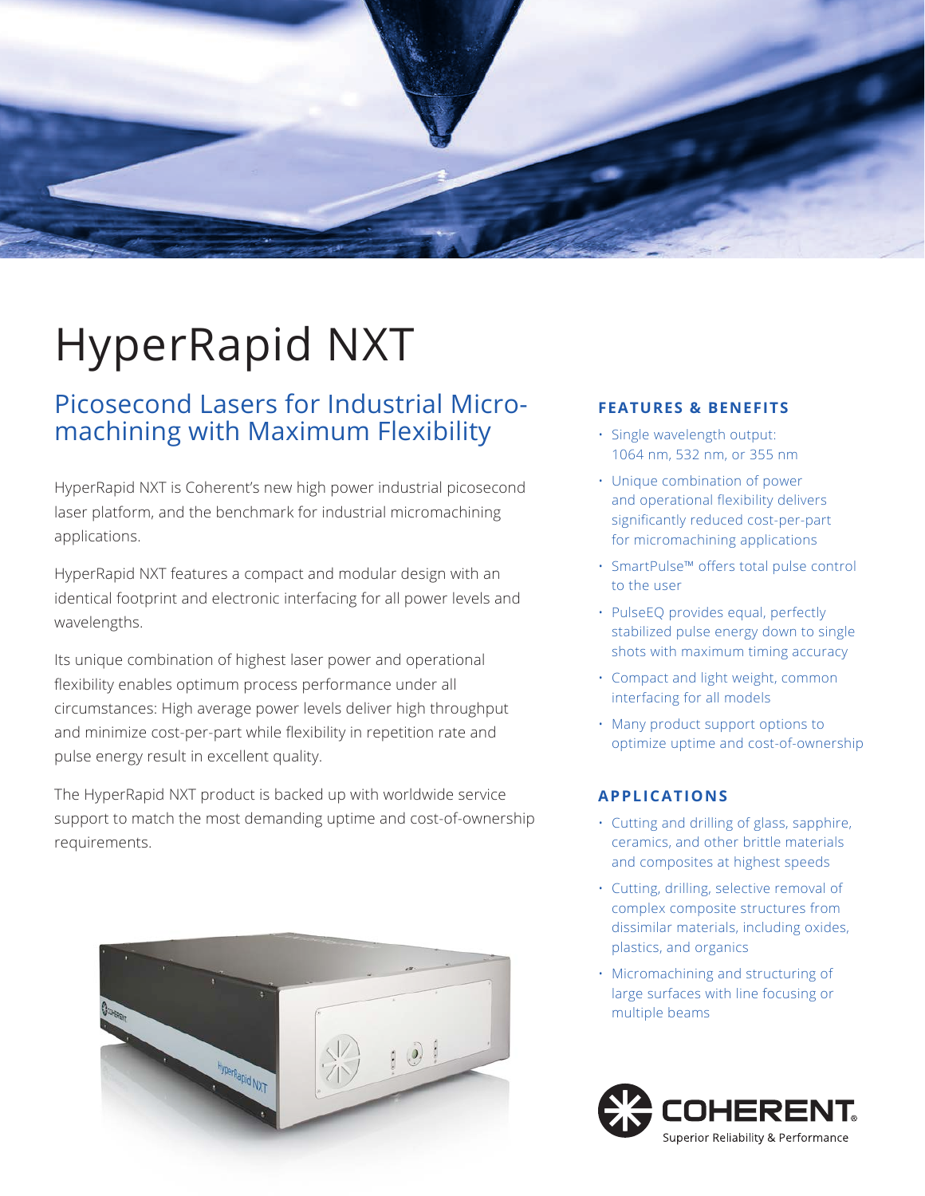# HyperRapid NXT

## Picosecond Lasers for Industrial Micro-machining with Maximum Flexibility

HyperRapid NXT is Coherent's new high power industrial picosecond laser platform, and the benchmark for industrial micromachining applications.

HyperRapid NXT features a compact and modular design with an identical footprint and electronic interfacing for all power levels and wavelengths.

Its unique combination of highest laser power and operational flexibility enables optimum process performance under all circumstances: High average power levels deliver high throughput and minimize cost-per-part while flexibility in repetition rate and pulse energy result in excellent quality.

The HyperRapid NXT product is backed up with worldwide service support to match the most demanding uptime and cost-of-ownership requirements.

### FEATURES & BENEFITS

- Single wavelength output: 1064 nm, 532 nm, or 355 nm
- Unique combination of power and operational flexibility delivers significantly reduced cost-per-part for micromachining applications
- SmartPulse™ offers total pulse control to the user
- PulseEQ provides equal, perfectly stabilized pulse energy down to single shots with maximum timing accuracy
- Compact and light weight, common interfacing for all models
- Many product support options to optimize uptime and cost-of-ownership

### APPLICATIONS

- Cutting and drilling of glass, sapphire, ceramics, and other brittle materials and composites at highest speeds
- Cutting, drilling, selective removal of complex composite structures from dissimilar materials, including oxides, plastics, and organics
- Micromachining and structuring of large surfaces with line focusing or multiple beams

COHERENT®
Superior Reliability & Performance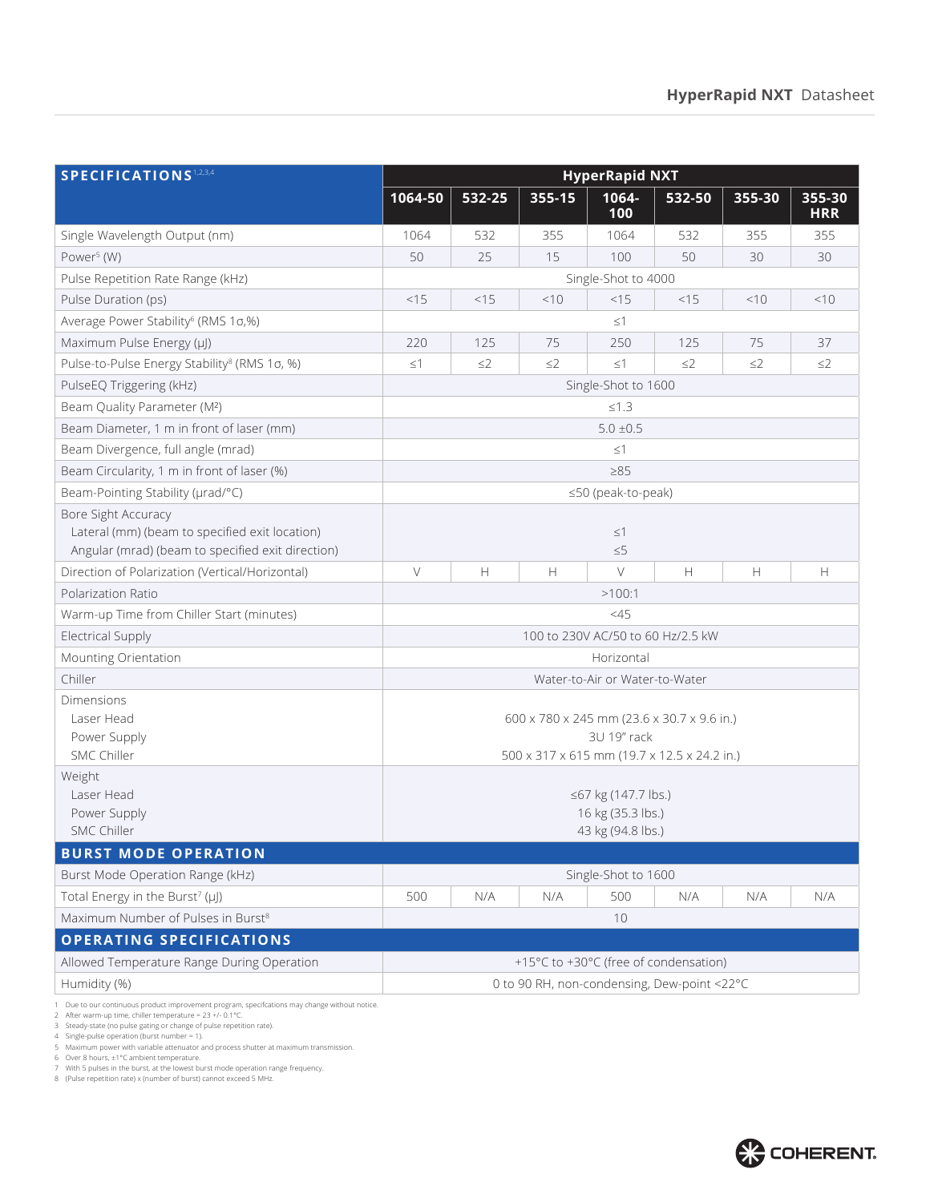| SPECIFICATIONS[1,2,3,4] | HyperRapid NXT | | | | | | |
|---|---|---|---|---|---|---|---|
| | 1064-50 | 532-25 | 355-15 | 1064-100 | 532-50 | 355-30 | 355-30 HRR |
| Single Wavelength Output (nm) | 1064 | 532 | 355 | 1064 | 532 | 355 | 355 |
| Power[5] (W) | 50 | 25 | 15 | 100 | 50 | 30 | 30 |
| Pulse Repetition Rate Range (kHz) | Single-Shot to 4000 | | | | | | |
| Pulse Duration (ps) | <15 | <15 | <10 | <15 | <15 | <10 | <10 |
| Average Power Stability[6] (RMS 1σ,%) | ≤1 | | | | | | |
| Maximum Pulse Energy (μJ) | 220 | 125 | 75 | 250 | 125 | 75 | 37 |
| Pulse-to-Pulse Energy Stability[8] (RMS 1σ, %) | ≤1 | ≤2 | ≤2 | ≤1 | ≤2 | ≤2 | ≤2 |
| PulseEQ Triggering (kHz) | Single-Shot to 1600 | | | | | | |
| Beam Quality Parameter (M²) | ≤1.3 | | | | | | |
| Beam Diameter, 1 m in front of laser (mm) | 5.0 ±0.5 | | | | | | |
| Beam Divergence, full angle (mrad) | ≤1 | | | | | | |
| Beam Circularity, 1 m in front of laser (%) | ≥85 | | | | | | |
| Beam-Pointing Stability (μrad/°C) | ≤50 (peak-to-peak) | | | | | | |
| Bore Sight Accuracy<br>Lateral (mm) (beam to specified exit location)<br>Angular (mrad) (beam to specified exit direction) | <br>≤1<br>≤5 | | | | | | |
| Direction of Polarization (Vertical/Horizontal) | V | H | H | V | H | H | H |
| Polarization Ratio | >100:1 | | | | | | |
| Warm-up Time from Chiller Start (minutes) | <45 | | | | | | |
| Electrical Supply | 100 to 230V AC/50 to 60 Hz/2.5 kW | | | | | | |
| Mounting Orientation | Horizontal | | | | | | |
| Chiller | Water-to-Air or Water-to-Water | | | | | | |
| Dimensions<br>Laser Head<br>Power Supply<br>SMC Chiller | <br>600 x 780 x 245 mm (23.6 x 30.7 x 9.6 in.)<br>3U 19" rack<br>500 x 317 x 615 mm (19.7 x 12.5 x 24.2 in.) | | | | | | |
| Weight<br>Laser Head<br>Power Supply<br>SMC Chiller | <br>≤67 kg (147.7 lbs.)<br>16 kg (35.3 lbs.)<br>43 kg (94.8 lbs.) | | | | | | |
| **BURST MODE OPERATION** | | | | | | | |
| Burst Mode Operation Range (kHz) | Single-Shot to 1600 | | | | | | |
| Total Energy in the Burst[7] (μJ) | 500 | N/A | N/A | 500 | N/A | N/A | N/A |
| Maximum Number of Pulses in Burst[8] | 10 | | | | | | |
| **OPERATING SPECIFICATIONS** | | | | | | | |
| Allowed Temperature Range During Operation | +15°C to +30°C (free of condensation) | | | | | | |
| Humidity (%) | 0 to 90 RH, non-condensing, Dew-point <22°C | | | | | | |

1 Due to our continuous product improvement program, specifcations may change without notice.
2 After warm-up time, chiller temperature = 23 +/- 0.1°C.
3 Steady-state (no pulse gating or change of pulse repetition rate).
4 Single-pulse operation (burst number = 1).
5 Maximum power with variable attenuator and process shutter at maximum transmission.
6 Over 8 hours, ±1°C ambient temperature.
7 With 5 pulses in the burst, at the lowest burst mode operation range frequency.
8 (Pulse repetition rate) x (number of burst) cannot exceed 5 MHz.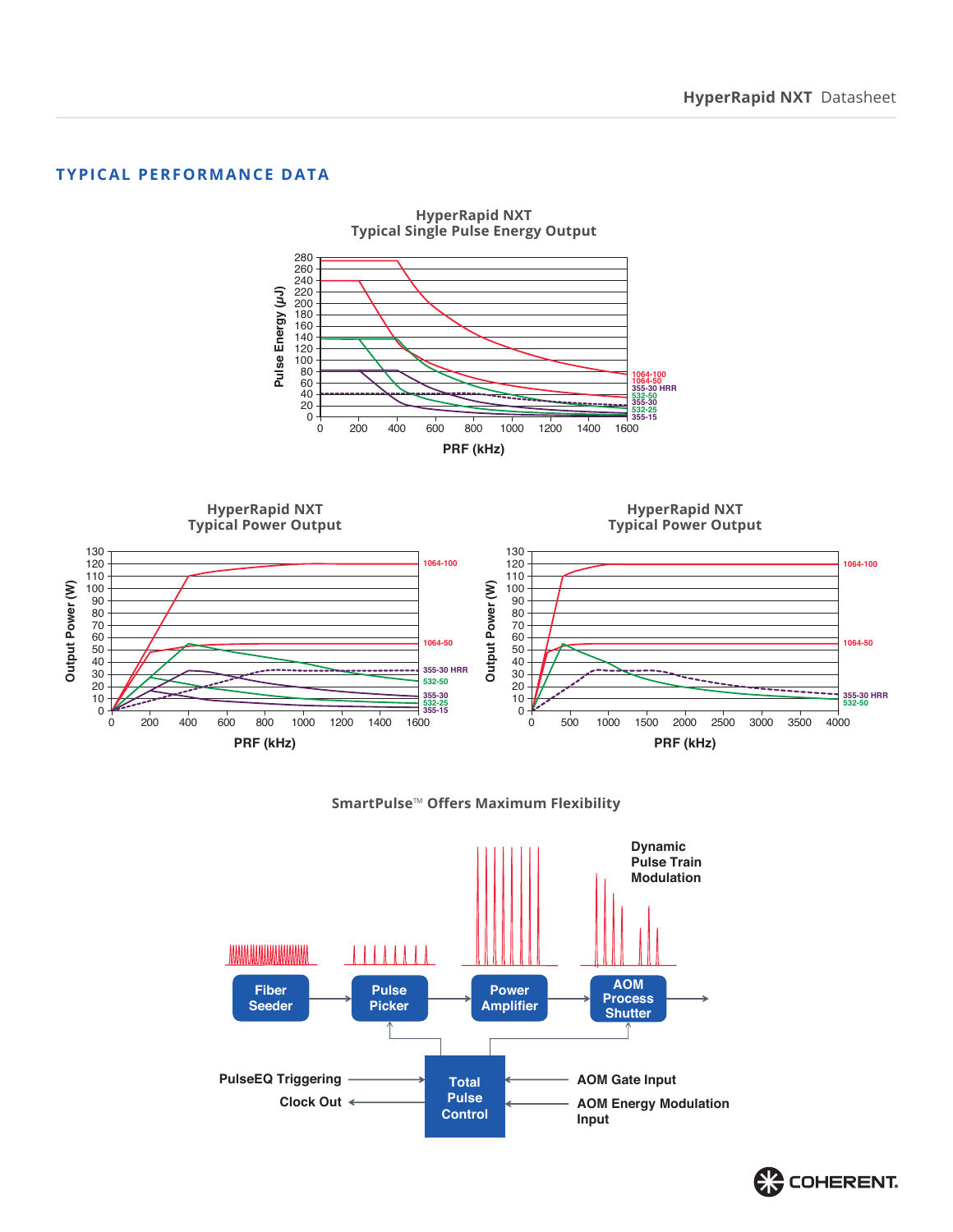## TYPICAL PERFORMANCE DATA

**HyperRapid NXT**
**Typical Single Pulse Energy Output**

Pulse Energy (μJ) vs. PRF (kHz)

1064-100
1064-50
355-30 HRR
532-50
355-30
532-25
355-15

**HyperRapid NXT**
**Typical Power Output**

Output Power (W) vs. PRF (kHz)

1064-100
1064-50
355-30 HRR
532-50
355-30
532-25
355-15

**HyperRapid NXT**
**Typical Power Output**

Output Power (W) vs. PRF (kHz)

1064-100
1064-50
355-30 HRR
532-50

**SmartPulse™ Offers Maximum Flexibility**

Fiber Seeder → Pulse Picker → Power Amplifier → AOM Process Shutter

Dynamic Pulse Train Modulation

Total Pulse Control

PulseEQ Triggering

Clock Out

AOM Gate Input

AOM Energy Modulation Input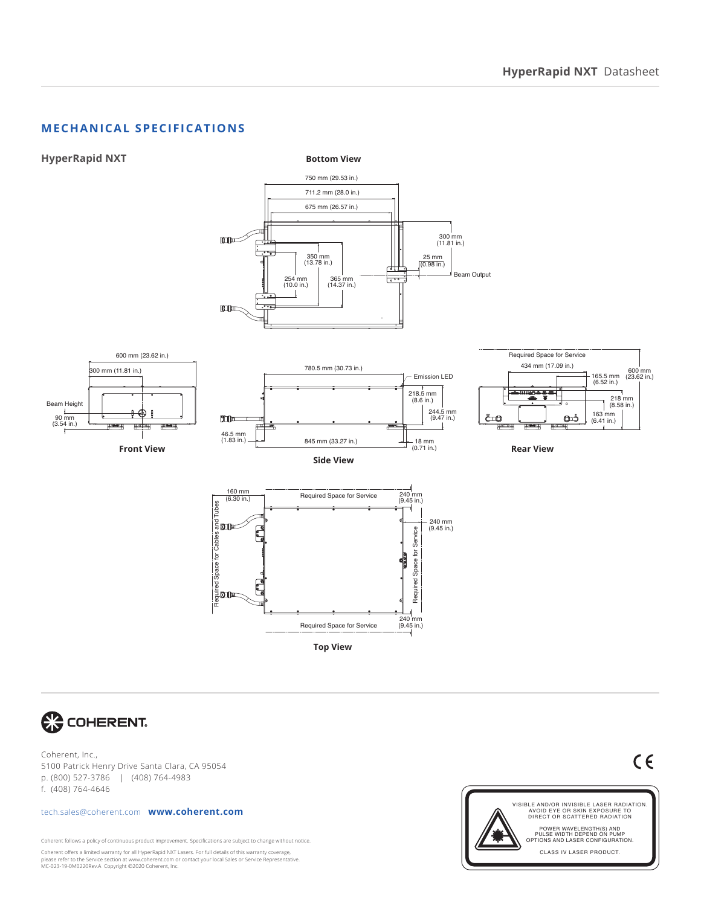## MECHANICAL SPECIFICATIONS

### HyperRapid NXT

**Bottom View**

750 mm (29.53 in.)
711.2 mm (28.0 in.)
675 mm (26.57 in.)
300 mm (11.81 in.)
25 mm (0.98 in.)
Beam Output
350 mm (13.78 in.)
254 mm (10.0 in.)
365 mm (14.37 in.)

**Front View**

600 mm (23.62 in.)
300 mm (11.81 in.)
Beam Height
90 mm (3.54 in.)

**Side View**

780.5 mm (30.73 in.)
Emission LED
218.5 mm (8.6 in.)
244.5 mm (9.47 in.)
46.5 mm (1.83 in.)
845 mm (33.27 in.)
18 mm (0.71 in.)

**Rear View**

Required Space for Service
434 mm (17.09 in.)
165.5 mm (6.52 in.)
600 mm (23.62 in.)
218 mm (8.58 in.)
163 mm (6.41 in.)

**Top View**

160 mm (6.30 in.)
Required Space for Cables and Tubes
Required Space for Service
240 mm (9.45 in.)
240 mm (9.45 in.)
Required Space for Service
240 mm (9.45 in.)
Required Space for Service

COHERENT.

Coherent, Inc.,
5100 Patrick Henry Drive Santa Clara, CA 95054
p. (800) 527-3786 | (408) 764-4983
f. (408) 764-4646

tech.sales@coherent.com **www.coherent.com**

Coherent follows a policy of continuous product improvement. Specifications are subject to change without notice.

Coherent offers a limited warranty for all HyperRapid NXT Lasers. For full details of this warranty coverage, please refer to the Service section at www.coherent.com or contact your local Sales or Service Representative.
MC-023-19-0M0220Rev.A Copyright ©2020 Coherent, Inc.

CE

VISIBLE AND/OR INVISIBLE LASER RADIATION. AVOID EYE OR SKIN EXPOSURE TO DIRECT OR SCATTERED RADIATION

POWER WAVELENGTH(S) AND PULSE WIDTH DEPEND ON PUMP OPTIONS AND LASER CONFIGURATION.

CLASS IV LASER PRODUCT.